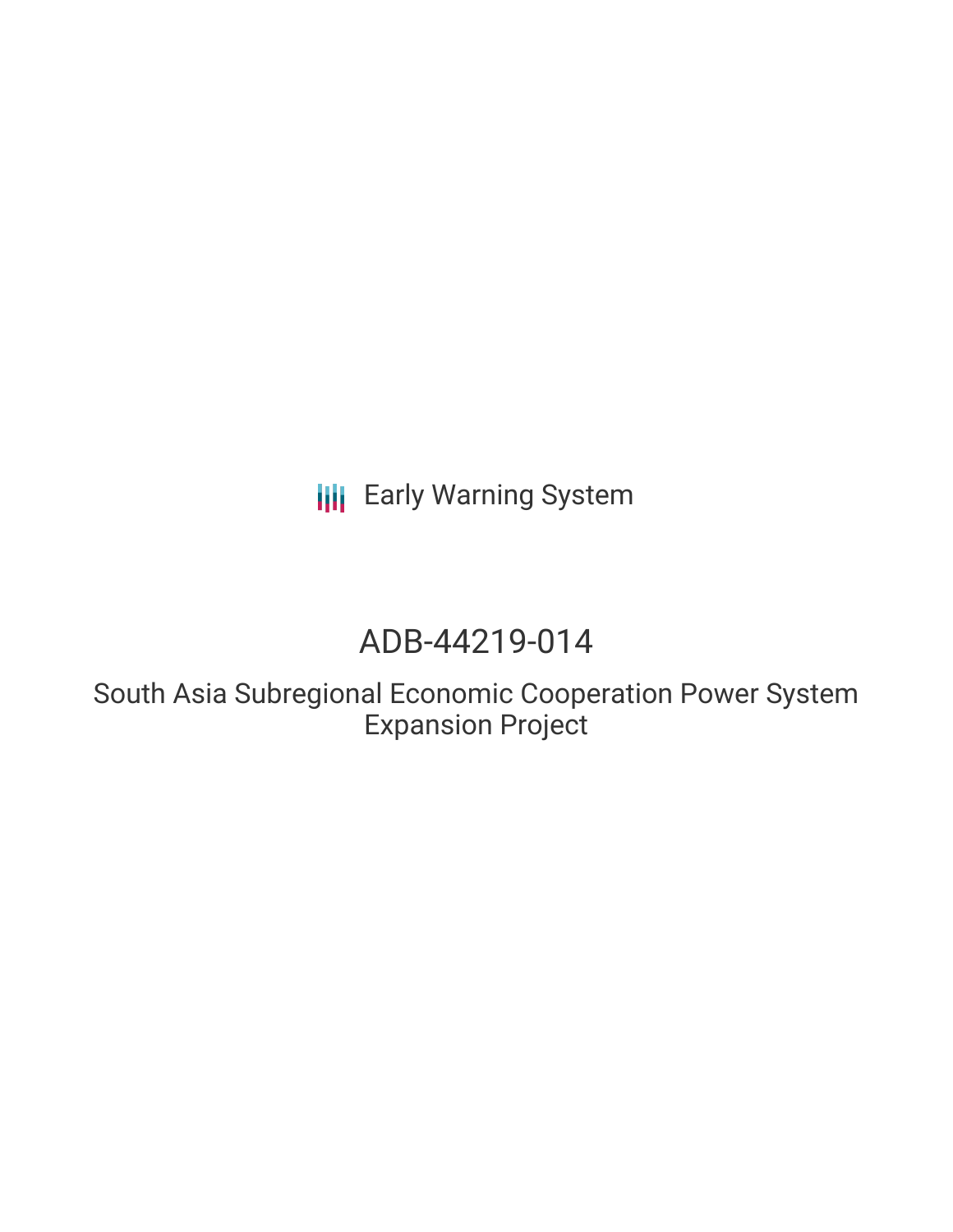Early Warning System

# ADB-44219-014

## South Asia Subregional Economic Cooperation Power System Expansion Project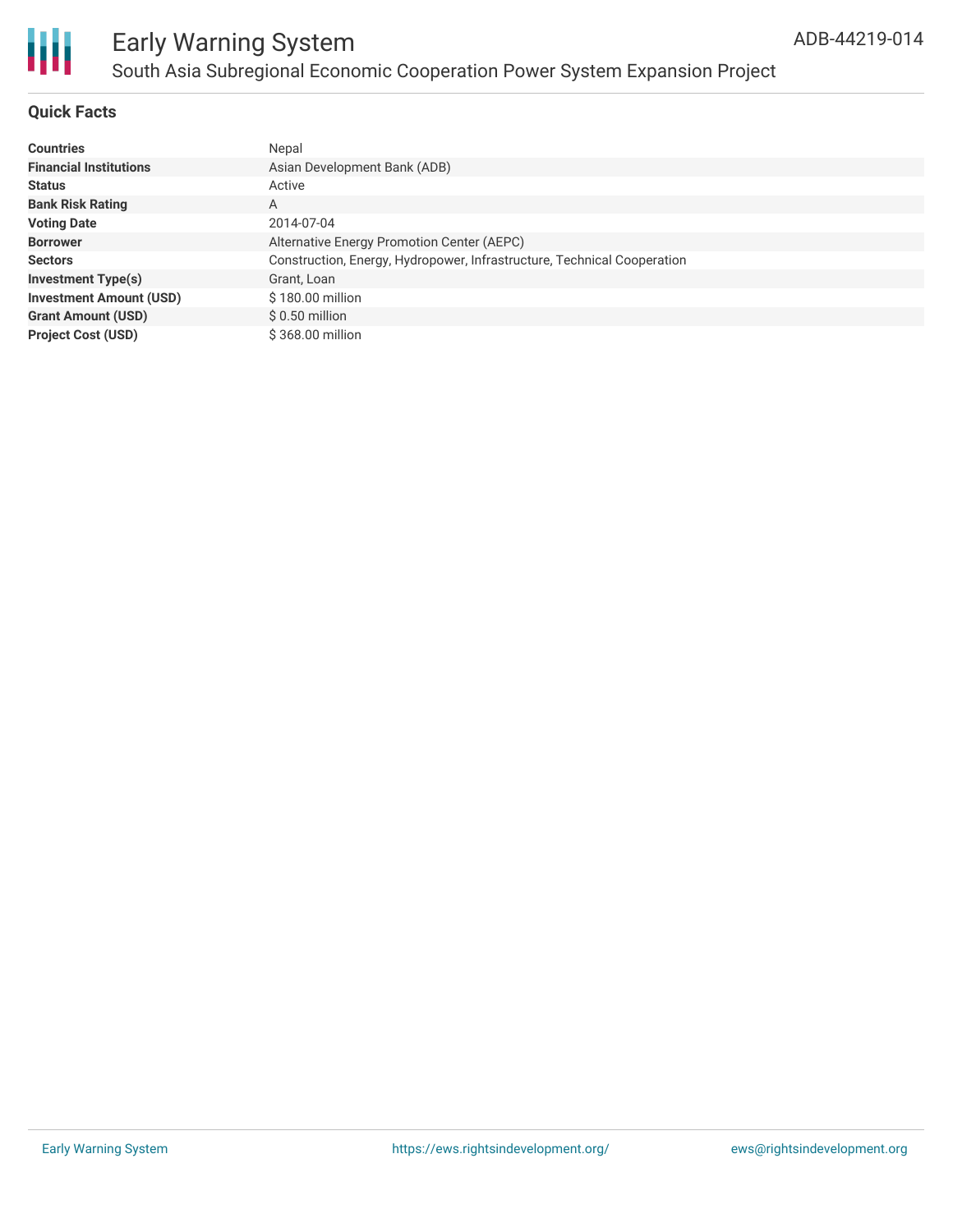# Early Warning System

## South Asia Subregional Economic Cooperation Power System Expansion Project

ADB-44219-014

### Quick Facts

| | |
|---|---|
| **Countries** | Nepal |
| **Financial Institutions** | Asian Development Bank (ADB) |
| **Status** | Active |
| **Bank Risk Rating** | A |
| **Voting Date** | 2014-07-04 |
| **Borrower** | Alternative Energy Promotion Center (AEPC) |
| **Sectors** | Construction, Energy, Hydropower, Infrastructure, Technical Cooperation |
| **Investment Type(s)** | Grant, Loan |
| **Investment Amount (USD)** | $ 180.00 million |
| **Grant Amount (USD)** | $ 0.50 million |
| **Project Cost (USD)** | $ 368.00 million |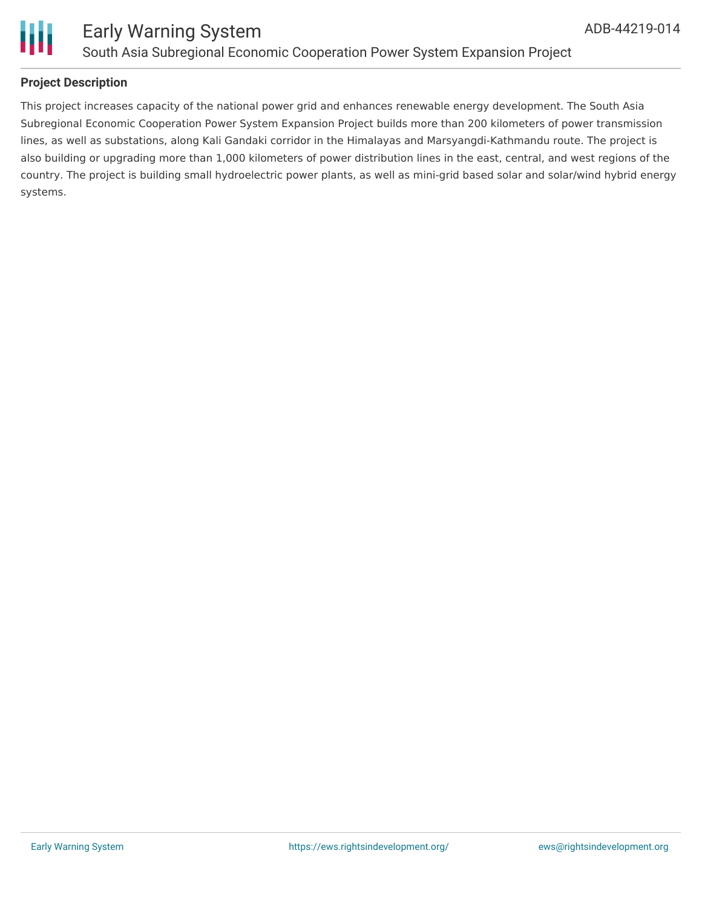## Project Description

This project increases capacity of the national power grid and enhances renewable energy development. The South Asia Subregional Economic Cooperation Power System Expansion Project builds more than 200 kilometers of power transmission lines, as well as substations, along Kali Gandaki corridor in the Himalayas and Marsyangdi-Kathmandu route. The project is also building or upgrading more than 1,000 kilometers of power distribution lines in the east, central, and west regions of the country. The project is building small hydroelectric power plants, as well as mini-grid based solar and solar/wind hybrid energy systems.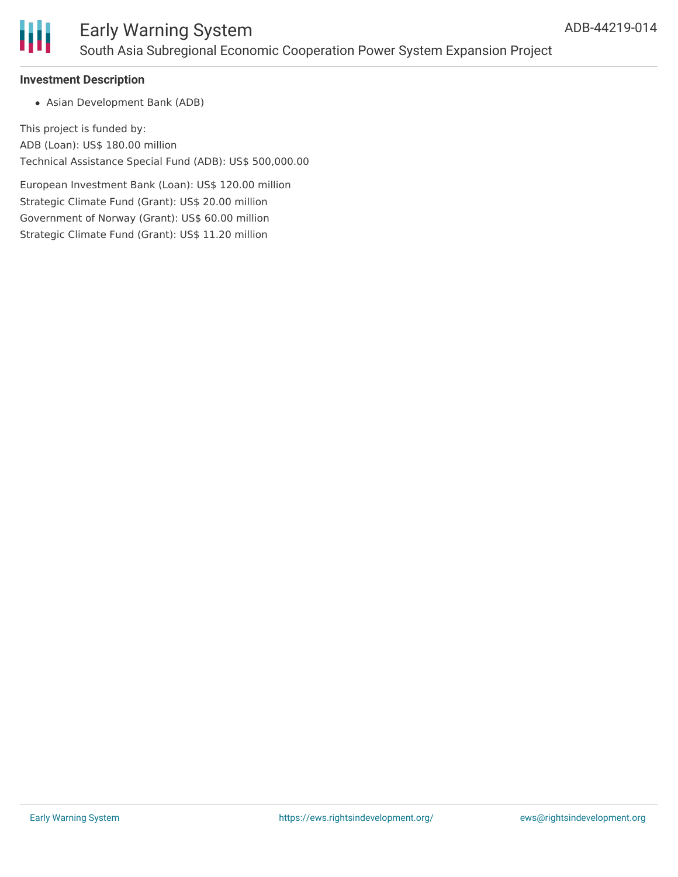### Investment Description

- Asian Development Bank (ADB)

This project is funded by:
ADB (Loan): US$ 180.00 million
Technical Assistance Special Fund (ADB): US$ 500,000.00

European Investment Bank (Loan): US$ 120.00 million
Strategic Climate Fund (Grant): US$ 20.00 million
Government of Norway (Grant): US$ 60.00 million
Strategic Climate Fund (Grant): US$ 11.20 million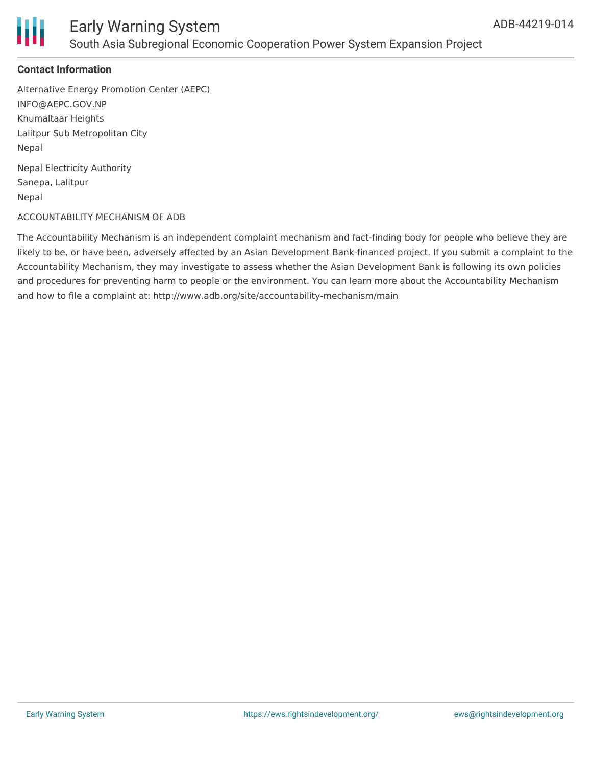### Contact Information

Alternative Energy Promotion Center (AEPC)
INFO@AEPC.GOV.NP
Khumaltaar Heights
Lalitpur Sub Metropolitan City
Nepal

Nepal Electricity Authority
Sanepa, Lalitpur
Nepal

ACCOUNTABILITY MECHANISM OF ADB

The Accountability Mechanism is an independent complaint mechanism and fact-finding body for people who believe they are likely to be, or have been, adversely affected by an Asian Development Bank-financed project. If you submit a complaint to the Accountability Mechanism, they may investigate to assess whether the Asian Development Bank is following its own policies and procedures for preventing harm to people or the environment. You can learn more about the Accountability Mechanism and how to file a complaint at: http://www.adb.org/site/accountability-mechanism/main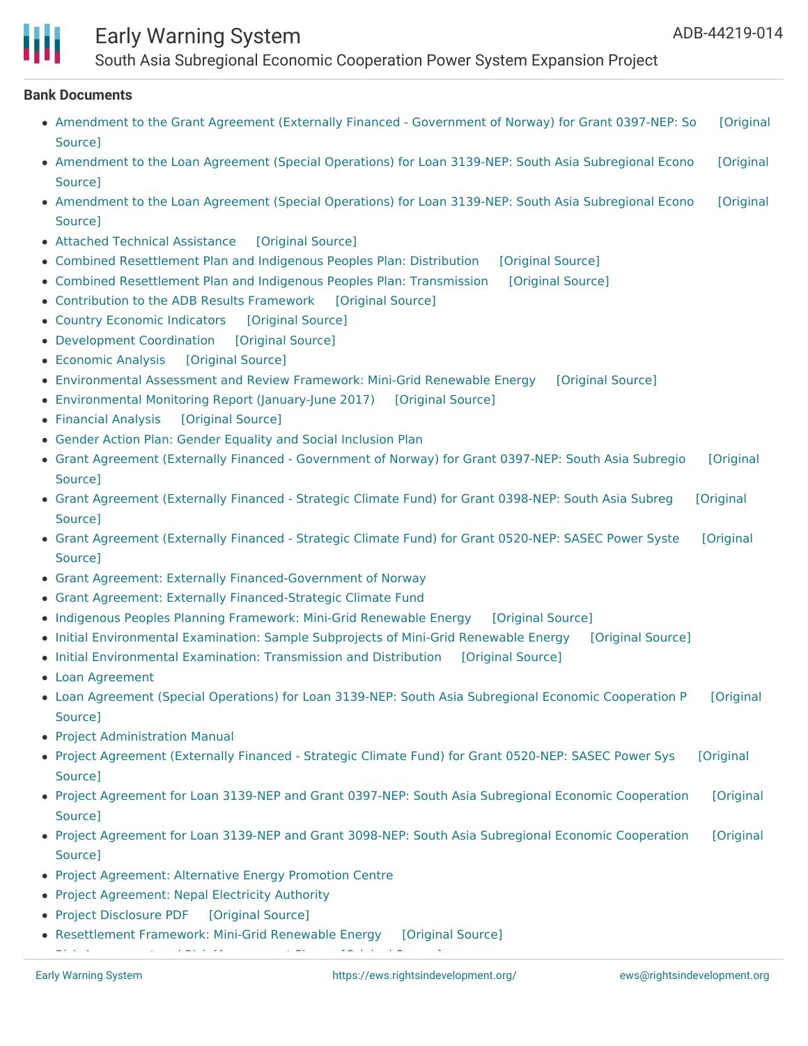## Bank Documents

- Amendment to the Grant Agreement (Externally Financed - Government of Norway) for Grant 0397-NEP: So [Original Source]
- Amendment to the Loan Agreement (Special Operations) for Loan 3139-NEP: South Asia Subregional Econo [Original Source]
- Amendment to the Loan Agreement (Special Operations) for Loan 3139-NEP: South Asia Subregional Econo [Original Source]
- Attached Technical Assistance [Original Source]
- Combined Resettlement Plan and Indigenous Peoples Plan: Distribution [Original Source]
- Combined Resettlement Plan and Indigenous Peoples Plan: Transmission [Original Source]
- Contribution to the ADB Results Framework [Original Source]
- Country Economic Indicators [Original Source]
- Development Coordination [Original Source]
- Economic Analysis [Original Source]
- Environmental Assessment and Review Framework: Mini-Grid Renewable Energy [Original Source]
- Environmental Monitoring Report (January-June 2017) [Original Source]
- Financial Analysis [Original Source]
- Gender Action Plan: Gender Equality and Social Inclusion Plan
- Grant Agreement (Externally Financed - Government of Norway) for Grant 0397-NEP: South Asia Subregio [Original Source]
- Grant Agreement (Externally Financed - Strategic Climate Fund) for Grant 0398-NEP: South Asia Subreg [Original Source]
- Grant Agreement (Externally Financed - Strategic Climate Fund) for Grant 0520-NEP: SASEC Power Syste [Original Source]
- Grant Agreement: Externally Financed-Government of Norway
- Grant Agreement: Externally Financed-Strategic Climate Fund
- Indigenous Peoples Planning Framework: Mini-Grid Renewable Energy [Original Source]
- Initial Environmental Examination: Sample Subprojects of Mini-Grid Renewable Energy [Original Source]
- Initial Environmental Examination: Transmission and Distribution [Original Source]
- Loan Agreement
- Loan Agreement (Special Operations) for Loan 3139-NEP: South Asia Subregional Economic Cooperation P [Original Source]
- Project Administration Manual
- Project Agreement (Externally Financed - Strategic Climate Fund) for Grant 0520-NEP: SASEC Power Sys [Original Source]
- Project Agreement for Loan 3139-NEP and Grant 0397-NEP: South Asia Subregional Economic Cooperation [Original Source]
- Project Agreement for Loan 3139-NEP and Grant 3098-NEP: South Asia Subregional Economic Cooperation [Original Source]
- Project Agreement: Alternative Energy Promotion Centre
- Project Agreement: Nepal Electricity Authority
- Project Disclosure PDF [Original Source]
- Resettlement Framework: Mini-Grid Renewable Energy [Original Source]
- Risk Assessment and Risk Management Plan [Original Source]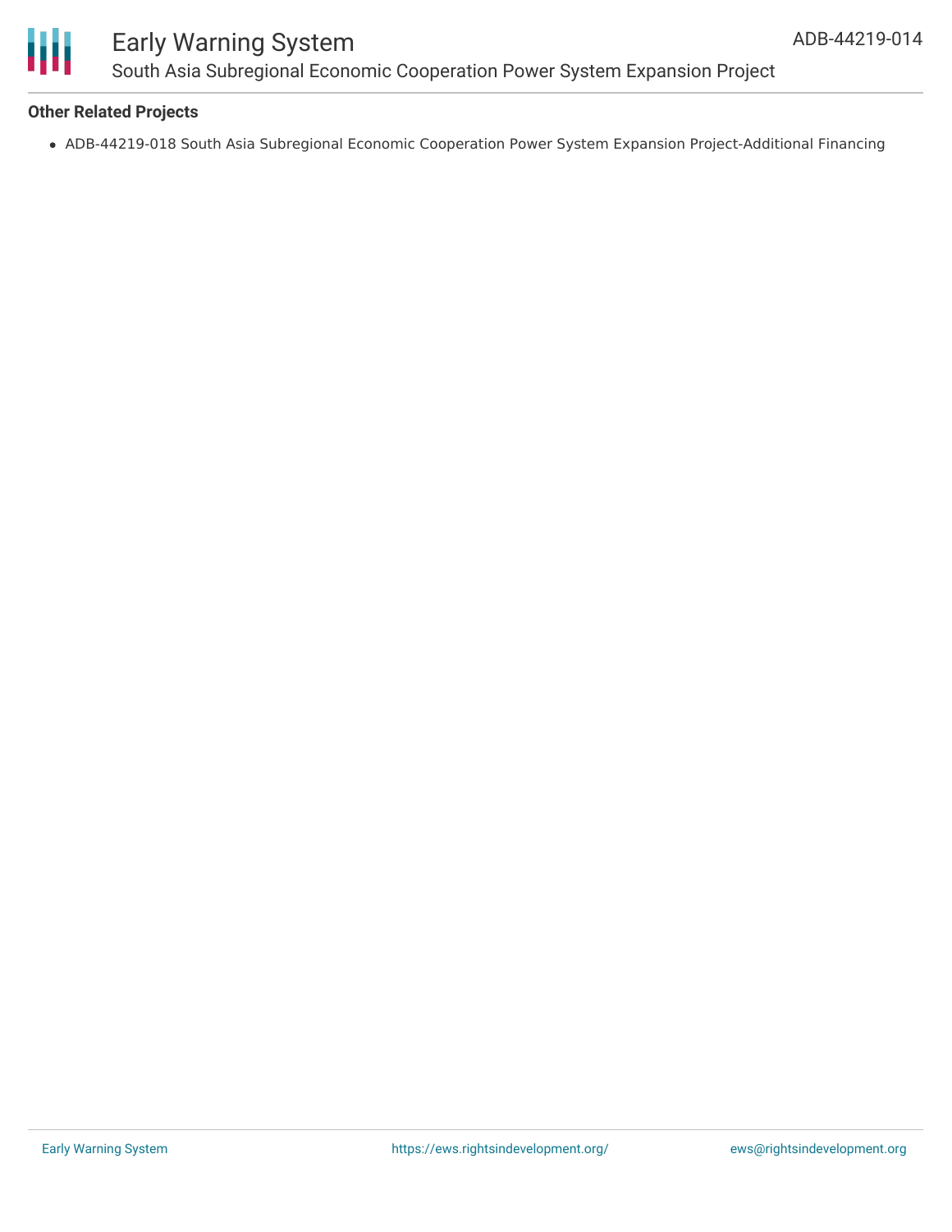**Other Related Projects**

- ADB-44219-018 South Asia Subregional Economic Cooperation Power System Expansion Project-Additional Financing